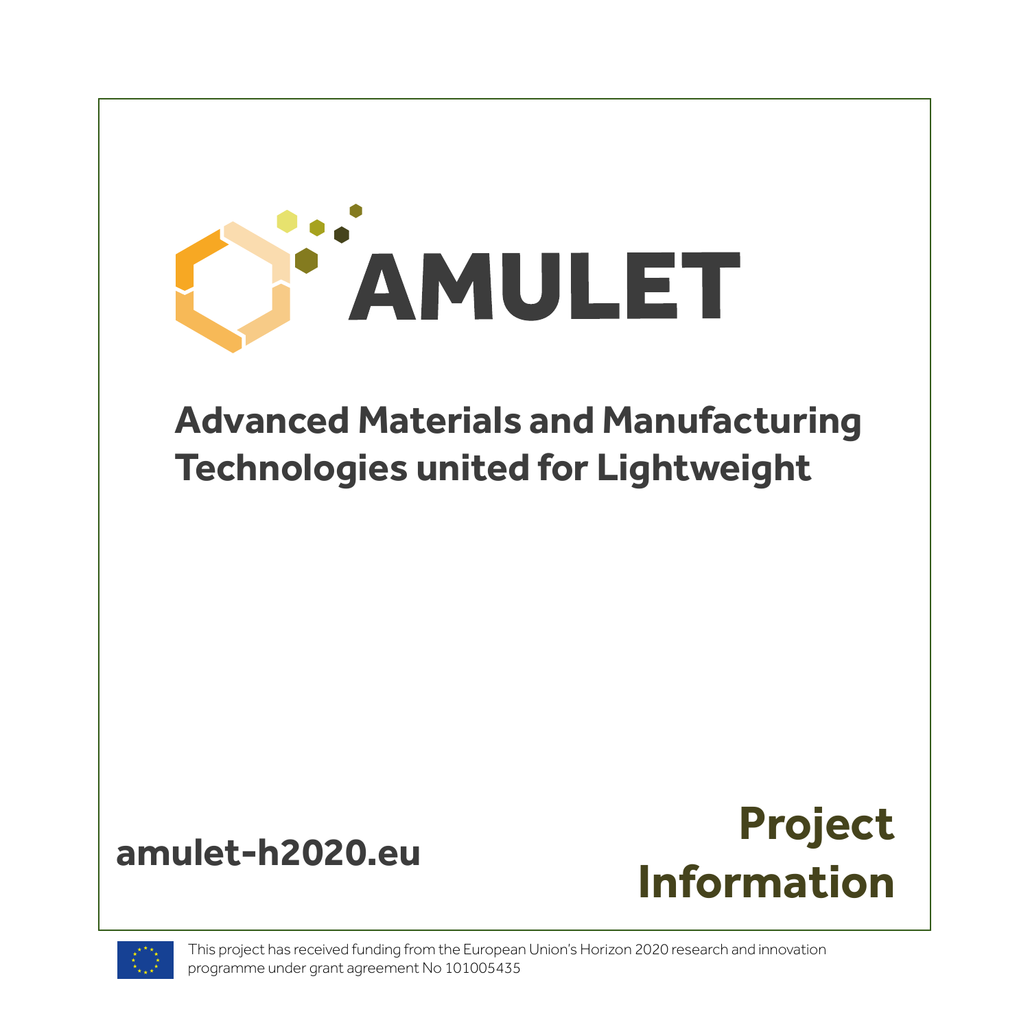# AMULET

## Advanced Materials and Manufacturing Technologies united for Lightweight

**amulet-h2020.eu**

**Project Information**

This project has received funding from the European Union's Horizon 2020 research and innovation programme under grant agreement No 101005435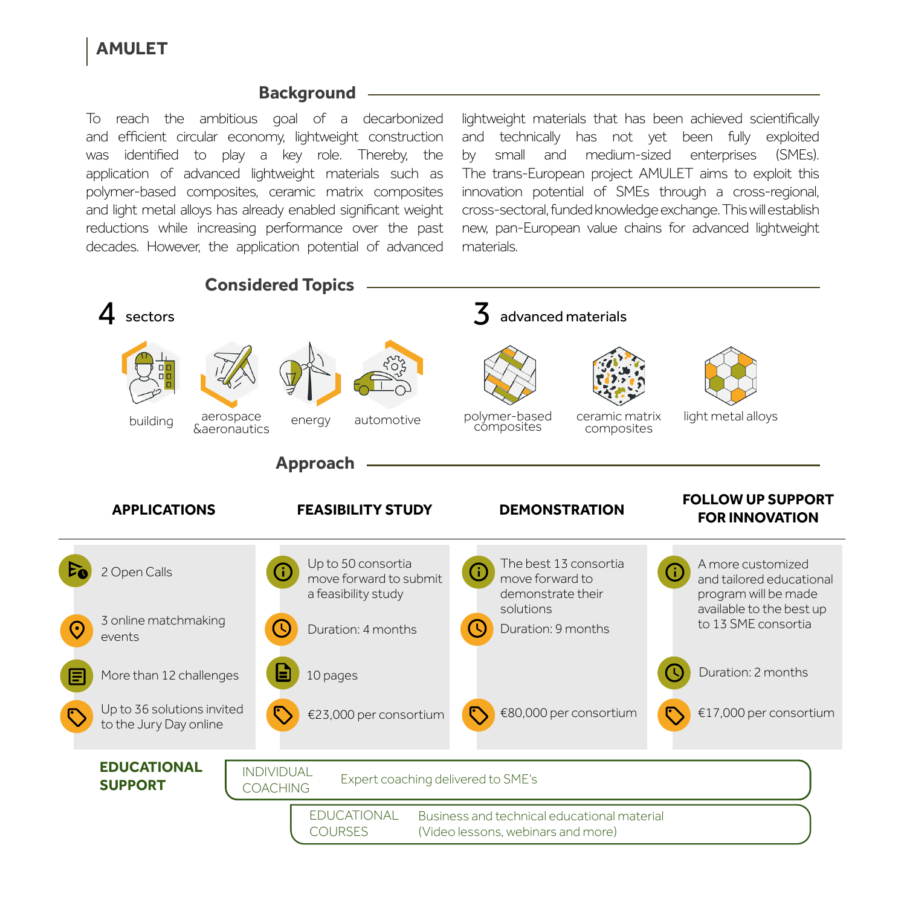# AMULET

## Background

To reach the ambitious goal of a decarbonized and efficient circular economy, lightweight construction was identified to play a key role. Thereby, the application of advanced lightweight materials such as polymer-based composites, ceramic matrix composites and light metal alloys has already enabled significant weight reductions while increasing performance over the past decades. However, the application potential of advanced lightweight materials that has been achieved scientifically and technically has not yet been fully exploited by small and medium-sized enterprises (SMEs). The trans-European project AMULET aims to exploit this innovation potential of SMEs through a cross-regional, cross-sectoral, funded knowledge exchange. This will establish new, pan-European value chains for advanced lightweight materials.

## Considered Topics

**4 sectors**

- building
- aerospace &aeronautics
- energy
- automotive

**3 advanced materials**

- polymer-based composites
- ceramic matrix composites
- light metal alloys

## Approach

| APPLICATIONS | FEASIBILITY STUDY | DEMONSTRATION | FOLLOW UP SUPPORT FOR INNOVATION |
|---|---|---|---|
| 2 Open Calls | Up to 50 consortia move forward to submit a feasibility study | The best 13 consortia move forward to demonstrate their solutions | A more customized and tailored educational program will be made available to the best up to 13 SME consortia |
| 3 online matchmaking events | Duration: 4 months | Duration: 9 months | Duration: 2 months |
| More than 12 challenges | 10 pages | | |
| Up to 36 solutions invited to the Jury Day online | €23,000 per consortium | €80,000 per consortium | €17,000 per consortium |

**EDUCATIONAL SUPPORT**

- INDIVIDUAL COACHING — Expert coaching delivered to SME's
- EDUCATIONAL COURSES — Business and technical educational material (Video lessons, webinars and more)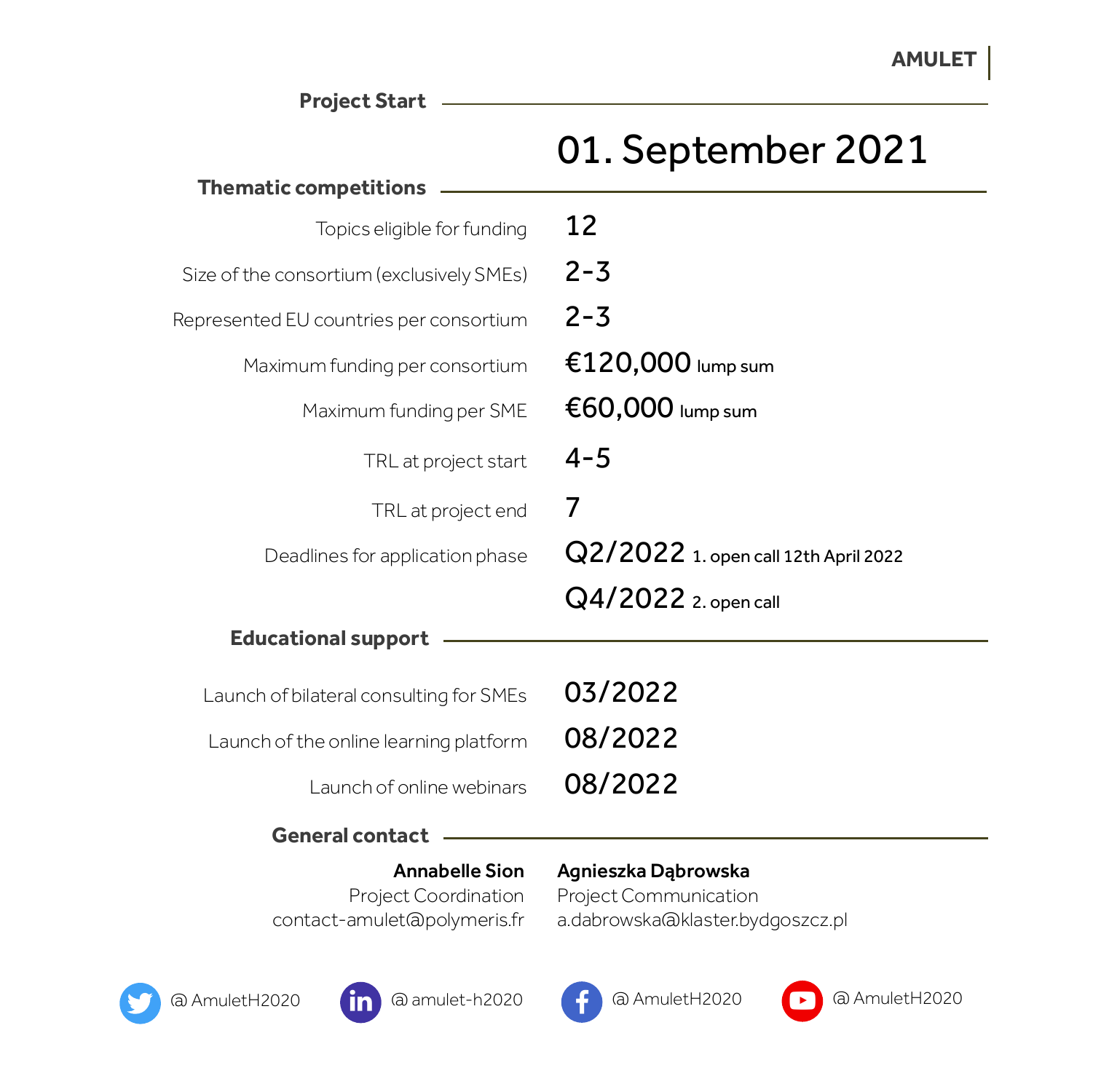AMULET

## Project Start

**01. September 2021**

## Thematic competitions

| | |
|---|---|
| Topics eligible for funding | 12 |
| Size of the consortium (exclusively SMEs) | 2-3 |
| Represented EU countries per consortium | 2-3 |
| Maximum funding per consortium | €120,000 lump sum |
| Maximum funding per SME | €60,000 lump sum |
| TRL at project start | 4-5 |
| TRL at project end | 7 |
| Deadlines for application phase | Q2/2022 1. open call 12th April 2022 |
| | Q4/2022 2. open call |

## Educational support

| | |
|---|---|
| Launch of bilateral consulting for SMEs | 03/2022 |
| Launch of the online learning platform | 08/2022 |
| Launch of online webinars | 08/2022 |

## General contact

**Annabelle Sion**
Project Coordination
contact-amulet@polymeris.fr

**Agnieszka Dąbrowska**
Project Communication
a.dabrowska@klaster.bydgoszcz.pl

@ AmuletH2020 @ amulet-h2020 @ AmuletH2020 @ AmuletH2020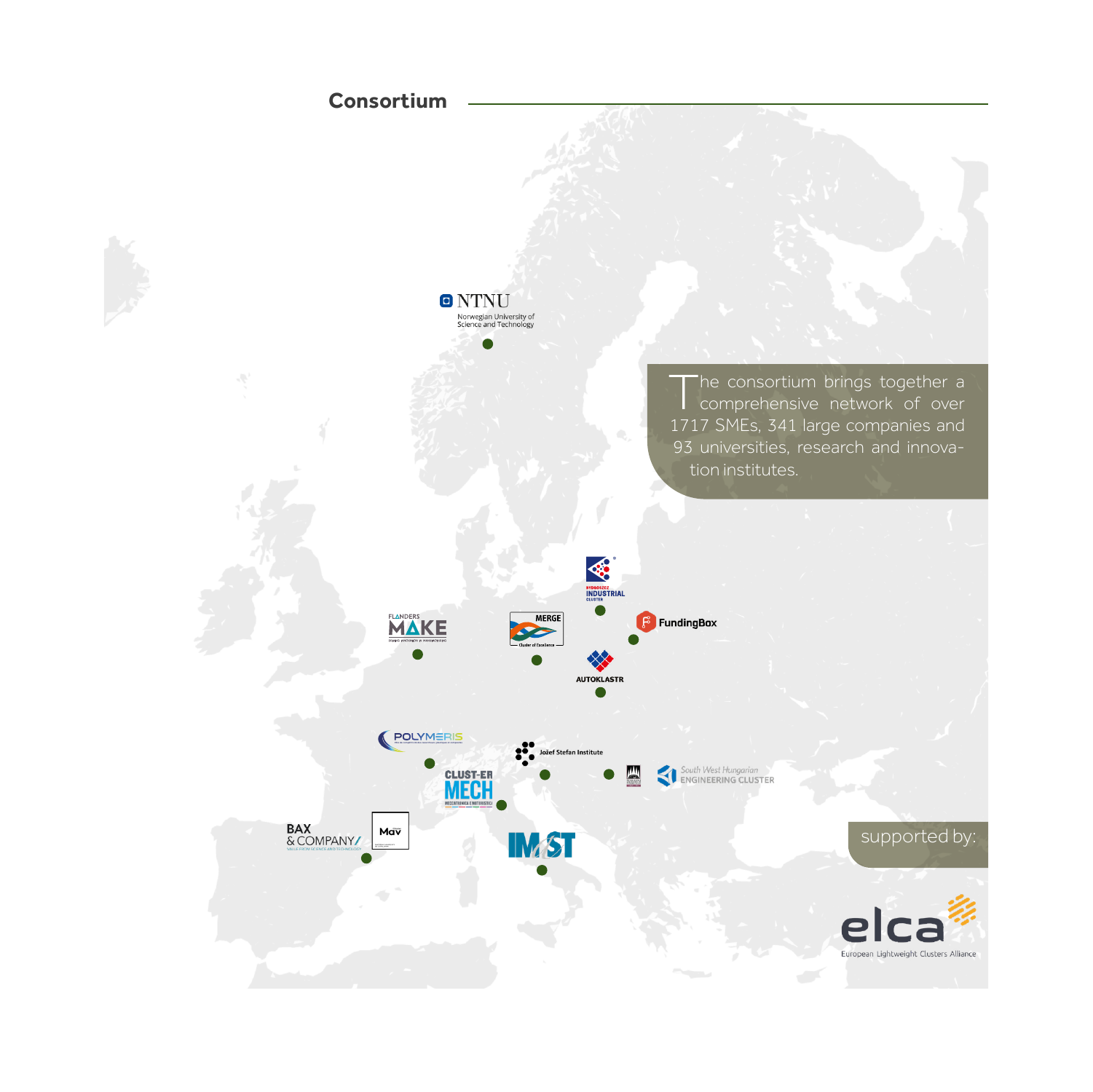## Consortium

NTNU
Norwegian University of Science and Technology

The consortium brings together a comprehensive network of over 1717 SMEs, 341 large companies and 93 universities, research and innovation institutes.

BYDGOSZCZ INDUSTRIAL CLUSTER

FLANDERS MAKE

MERGE

FundingBox

AUTOKLASTR

POLYMERIS

Jožef Stefan Institute

South West Hungarian ENGINEERING CLUSTER

CLUST-ER MECH

BAX & COMPANY

IMAST

supported by:

elca
European Lightweight Clusters Alliance